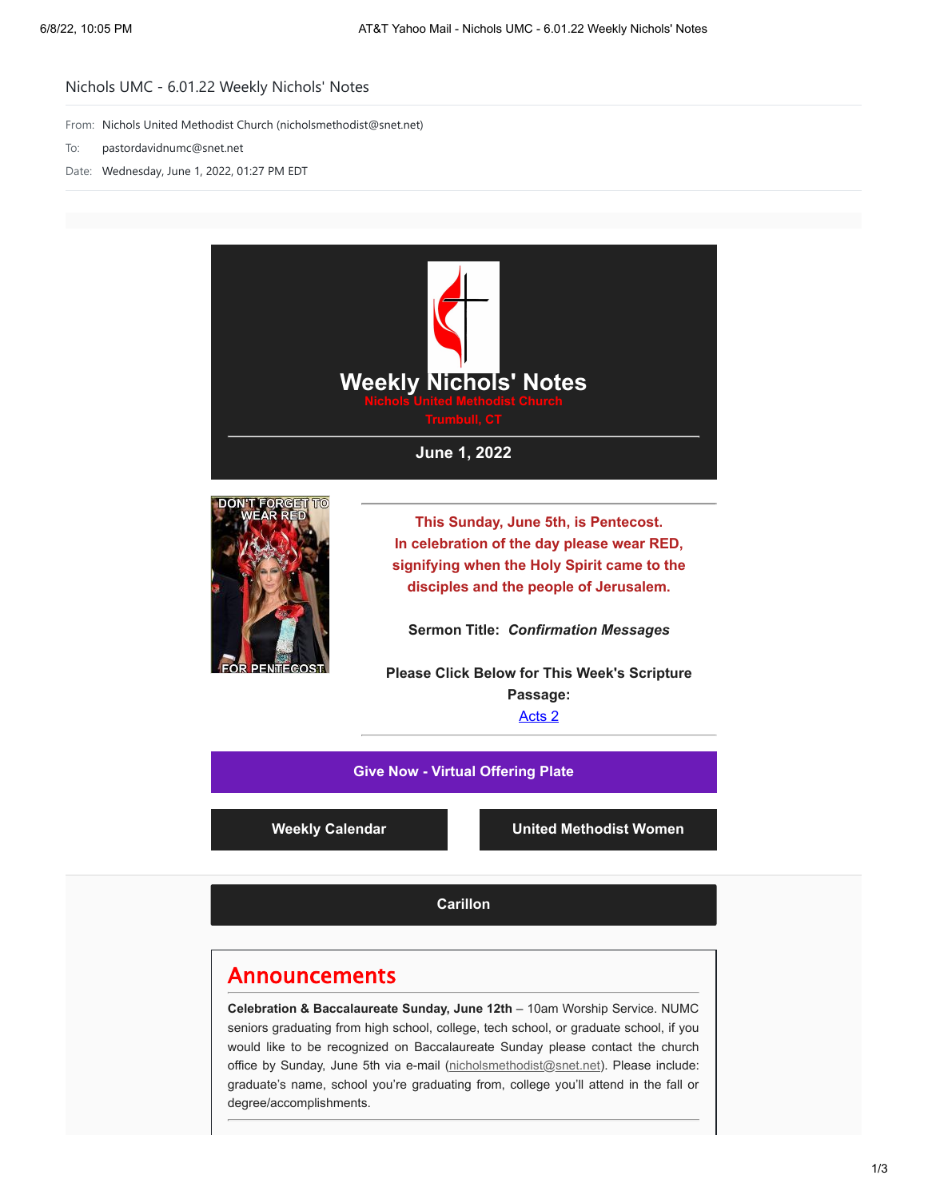# Nichols UMC - 6.01.22 Weekly Nichols' Notes

From: Nichols United Methodist Church (nicholsmethodist@snet.net)

To: pastordavidnumc@snet.net

Date: Wednesday, June 1, 2022, 01:27 PM EDT

## Weekly Nichols' Notes

**Nichols United Methodist Church**

**Trumbull, CT**

**June 1, 2022**

DON'T FORGET TO WEAR RED FOR PENTECOST

**This Sunday, June 5th, is Pentecost. In celebration of the day please wear RED, signifying when the Holy Spirit came to the disciples and the people of Jerusalem.**

**Sermon Title:** ***Confirmation Messages***

**Please Click Below for This Week's Scripture Passage:**

[Acts 2]

**Give Now - Virtual Offering Plate**

**Weekly Calendar**

**United Methodist Women**

**Carillon**

## Announcements

**Celebration & Baccalaureate Sunday, June 12th** – 10am Worship Service. NUMC seniors graduating from high school, college, tech school, or graduate school, if you would like to be recognized on Baccalaureate Sunday please contact the church office by Sunday, June 5th via e-mail (nicholsmethodist@snet.net). Please include: graduate's name, school you're graduating from, college you'll attend in the fall or degree/accomplishments.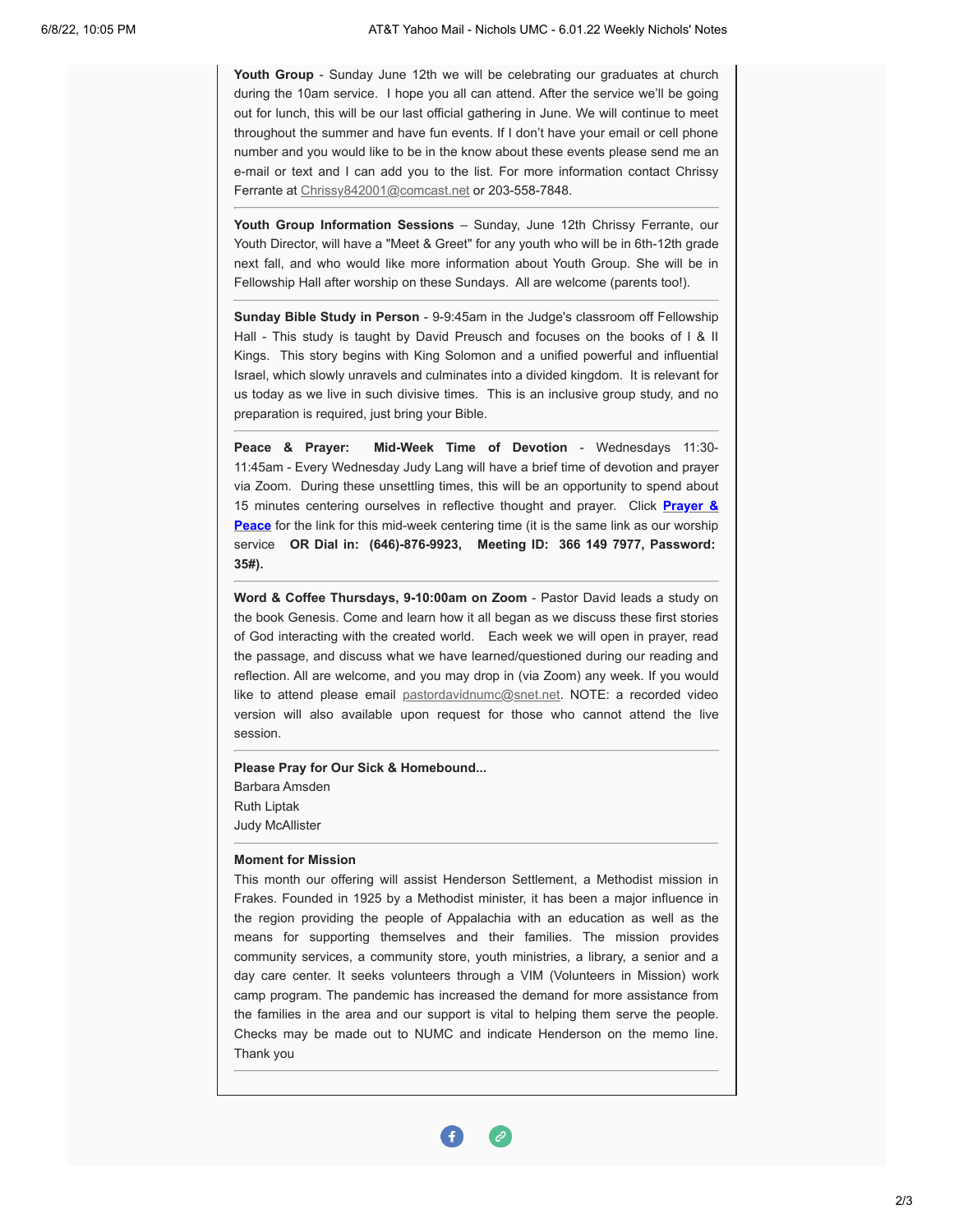**Youth Group** - Sunday June 12th we will be celebrating our graduates at church during the 10am service. I hope you all can attend. After the service we'll be going out for lunch, this will be our last official gathering in June. We will continue to meet throughout the summer and have fun events. If I don't have your email or cell phone number and you would like to be in the know about these events please send me an e-mail or text and I can add you to the list. For more information contact Chrissy Ferrante at Chrissy842001@comcast.net or 203-558-7848.

---

**Youth Group Information Sessions** – Sunday, June 12th Chrissy Ferrante, our Youth Director, will have a "Meet & Greet" for any youth who will be in 6th-12th grade next fall, and who would like more information about Youth Group. She will be in Fellowship Hall after worship on these Sundays. All are welcome (parents too!).

---

**Sunday Bible Study in Person** - 9-9:45am in the Judge's classroom off Fellowship Hall - This study is taught by David Preusch and focuses on the books of I & II Kings. This story begins with King Solomon and a unified powerful and influential Israel, which slowly unravels and culminates into a divided kingdom. It is relevant for us today as we live in such divisive times. This is an inclusive group study, and no preparation is required, just bring your Bible.

---

**Peace & Prayer: Mid-Week Time of Devotion** - Wednesdays 11:30-11:45am - Every Wednesday Judy Lang will have a brief time of devotion and prayer via Zoom. During these unsettling times, this will be an opportunity to spend about 15 minutes centering ourselves in reflective thought and prayer. Click **Prayer & Peace** for the link for this mid-week centering time (it is the same link as our worship service **OR Dial in: (646)-876-9923, Meeting ID: 366 149 7977, Password: 35#).**

---

**Word & Coffee Thursdays, 9-10:00am on Zoom** - Pastor David leads a study on the book Genesis. Come and learn how it all began as we discuss these first stories of God interacting with the created world. Each week we will open in prayer, read the passage, and discuss what we have learned/questioned during our reading and reflection. All are welcome, and you may drop in (via Zoom) any week. If you would like to attend please email pastordavidnumc@snet.net. NOTE: a recorded video version will also available upon request for those who cannot attend the live session.

---

**Please Pray for Our Sick & Homebound...**
Barbara Amsden
Ruth Liptak
Judy McAllister

---

**Moment for Mission**
This month our offering will assist Henderson Settlement, a Methodist mission in Frakes. Founded in 1925 by a Methodist minister, it has been a major influence in the region providing the people of Appalachia with an education as well as the means for supporting themselves and their families. The mission provides community services, a community store, youth ministries, a library, a senior and a day care center. It seeks volunteers through a VIM (Volunteers in Mission) work camp program. The pandemic has increased the demand for more assistance from the families in the area and our support is vital to helping them serve the people. Checks may be made out to NUMC and indicate Henderson on the memo line. Thank you

---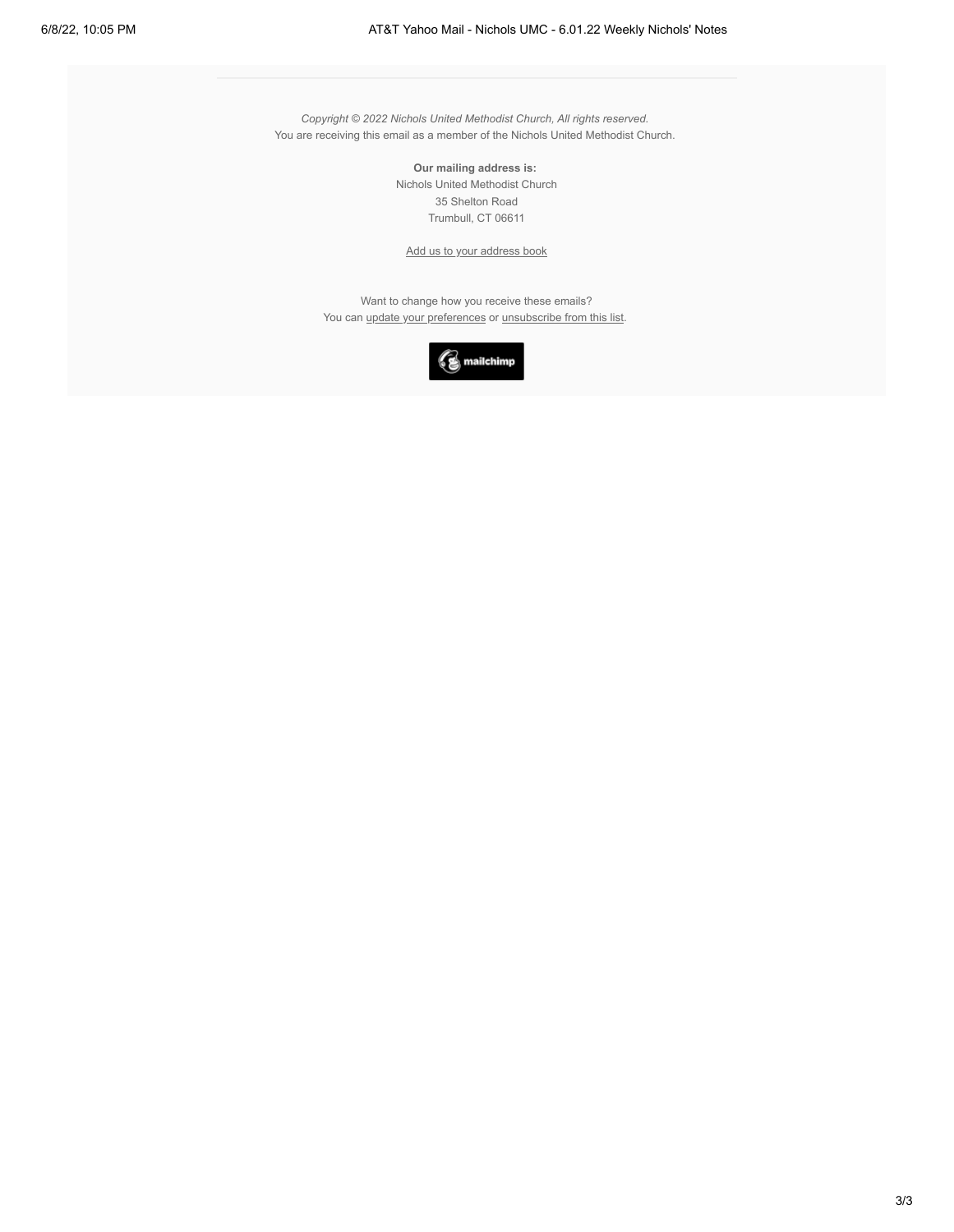*Copyright © 2022 Nichols United Methodist Church, All rights reserved.*
You are receiving this email as a member of the Nichols United Methodist Church.

**Our mailing address is:**
Nichols United Methodist Church
35 Shelton Road
Trumbull, CT 06611

Add us to your address book

Want to change how you receive these emails?
You can update your preferences or unsubscribe from this list.